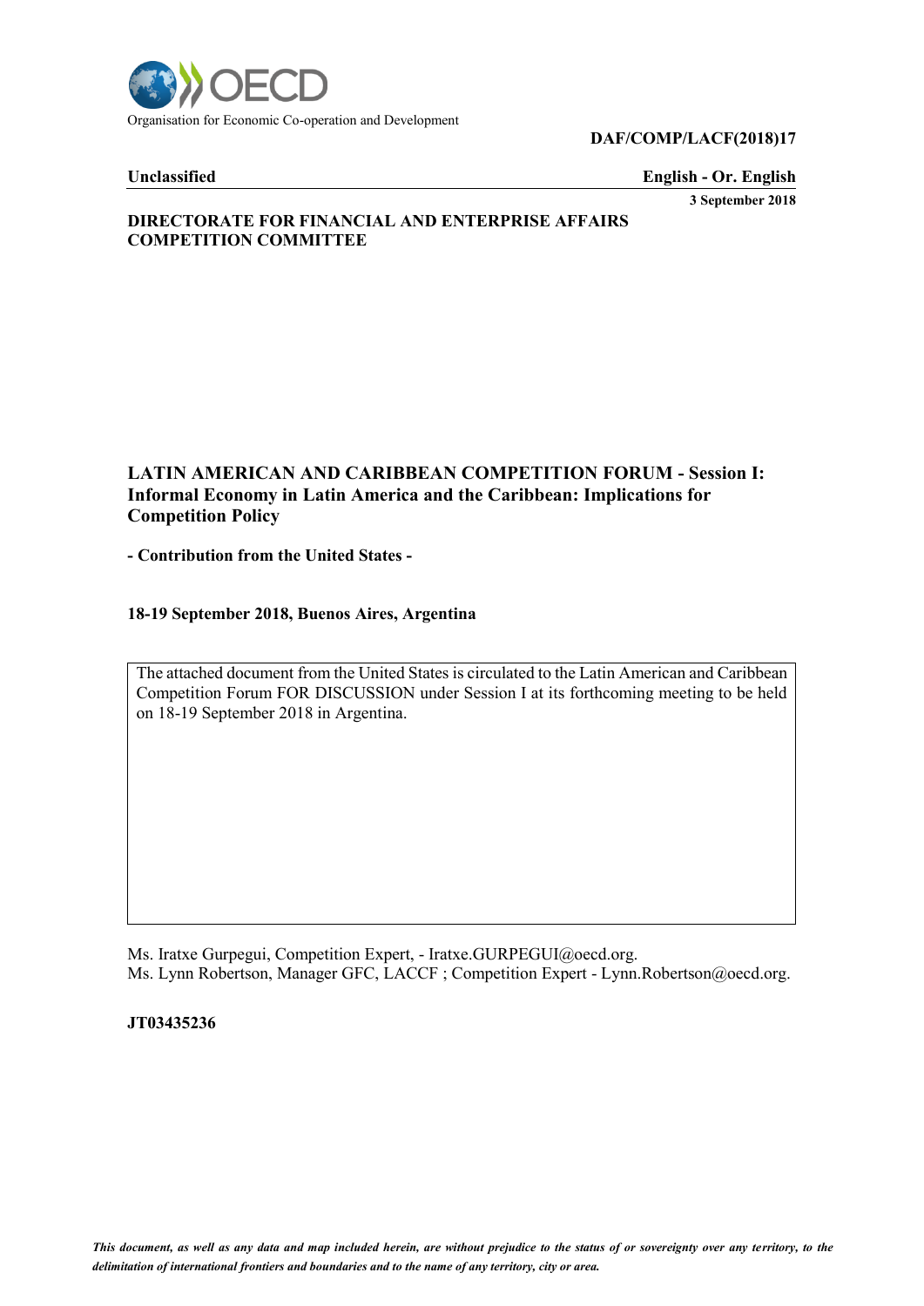Organisation for Economic Co-operation and Development

**DAF/COMP/LACF(2018)17**

**Unclassified** **English - Or. English**

**3 September 2018**

**DIRECTORATE FOR FINANCIAL AND ENTERPRISE AFFAIRS**
**COMPETITION COMMITTEE**

## LATIN AMERICAN AND CARIBBEAN COMPETITION FORUM - Session I: Informal Economy in Latin America and the Caribbean: Implications for Competition Policy

**- Contribution from the United States -**

**18-19 September 2018, Buenos Aires, Argentina**

The attached document from the United States is circulated to the Latin American and Caribbean Competition Forum FOR DISCUSSION under Session I at its forthcoming meeting to be held on 18-19 September 2018 in Argentina.

Ms. Iratxe Gurpegui, Competition Expert, - Iratxe.GURPEGUI@oecd.org.
Ms. Lynn Robertson, Manager GFC, LACCF ; Competition Expert - Lynn.Robertson@oecd.org.

**JT03435236**

*This document, as well as any data and map included herein, are without prejudice to the status of or sovereignty over any territory, to the delimitation of international frontiers and boundaries and to the name of any territory, city or area.*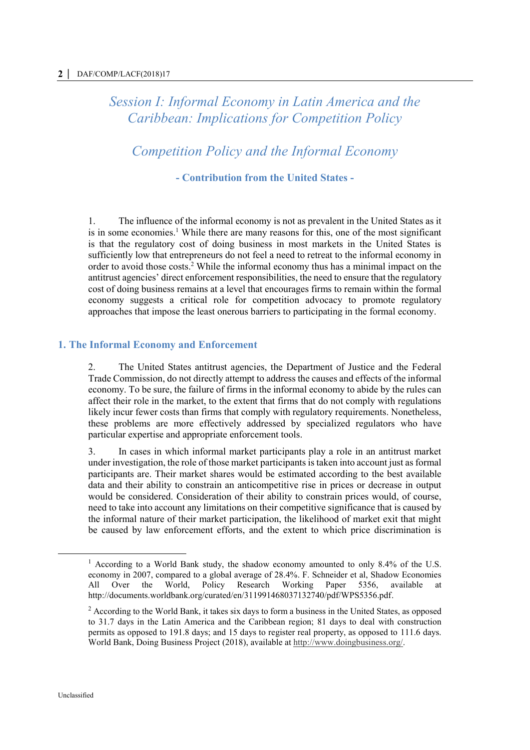*Session I: Informal Economy in Latin America and the Caribbean: Implications for Competition Policy*

# *Competition Policy and the Informal Economy*

**- Contribution from the United States -**

1. The influence of the informal economy is not as prevalent in the United States as it is in some economies.[1] While there are many reasons for this, one of the most significant is that the regulatory cost of doing business in most markets in the United States is sufficiently low that entrepreneurs do not feel a need to retreat to the informal economy in order to avoid those costs.[2] While the informal economy thus has a minimal impact on the antitrust agencies' direct enforcement responsibilities, the need to ensure that the regulatory cost of doing business remains at a level that encourages firms to remain within the formal economy suggests a critical role for competition advocacy to promote regulatory approaches that impose the least onerous barriers to participating in the formal economy.

## 1. The Informal Economy and Enforcement

2. The United States antitrust agencies, the Department of Justice and the Federal Trade Commission, do not directly attempt to address the causes and effects of the informal economy. To be sure, the failure of firms in the informal economy to abide by the rules can affect their role in the market, to the extent that firms that do not comply with regulations likely incur fewer costs than firms that comply with regulatory requirements. Nonetheless, these problems are more effectively addressed by specialized regulators who have particular expertise and appropriate enforcement tools.

3. In cases in which informal market participants play a role in an antitrust market under investigation, the role of those market participants is taken into account just as formal participants are. Their market shares would be estimated according to the best available data and their ability to constrain an anticompetitive rise in prices or decrease in output would be considered. Consideration of their ability to constrain prices would, of course, need to take into account any limitations on their competitive significance that is caused by the informal nature of their market participation, the likelihood of market exit that might be caused by law enforcement efforts, and the extent to which price discrimination is

---

[1] According to a World Bank study, the shadow economy amounted to only 8.4% of the U.S. economy in 2007, compared to a global average of 28.4%. F. Schneider et al, Shadow Economies All Over the World, Policy Research Working Paper 5356, available at http://documents.worldbank.org/curated/en/311991468037132740/pdf/WPS5356.pdf.

[2] According to the World Bank, it takes six days to form a business in the United States, as opposed to 31.7 days in the Latin America and the Caribbean region; 81 days to deal with construction permits as opposed to 191.8 days; and 15 days to register real property, as opposed to 111.6 days. World Bank, Doing Business Project (2018), available at http://www.doingbusiness.org/.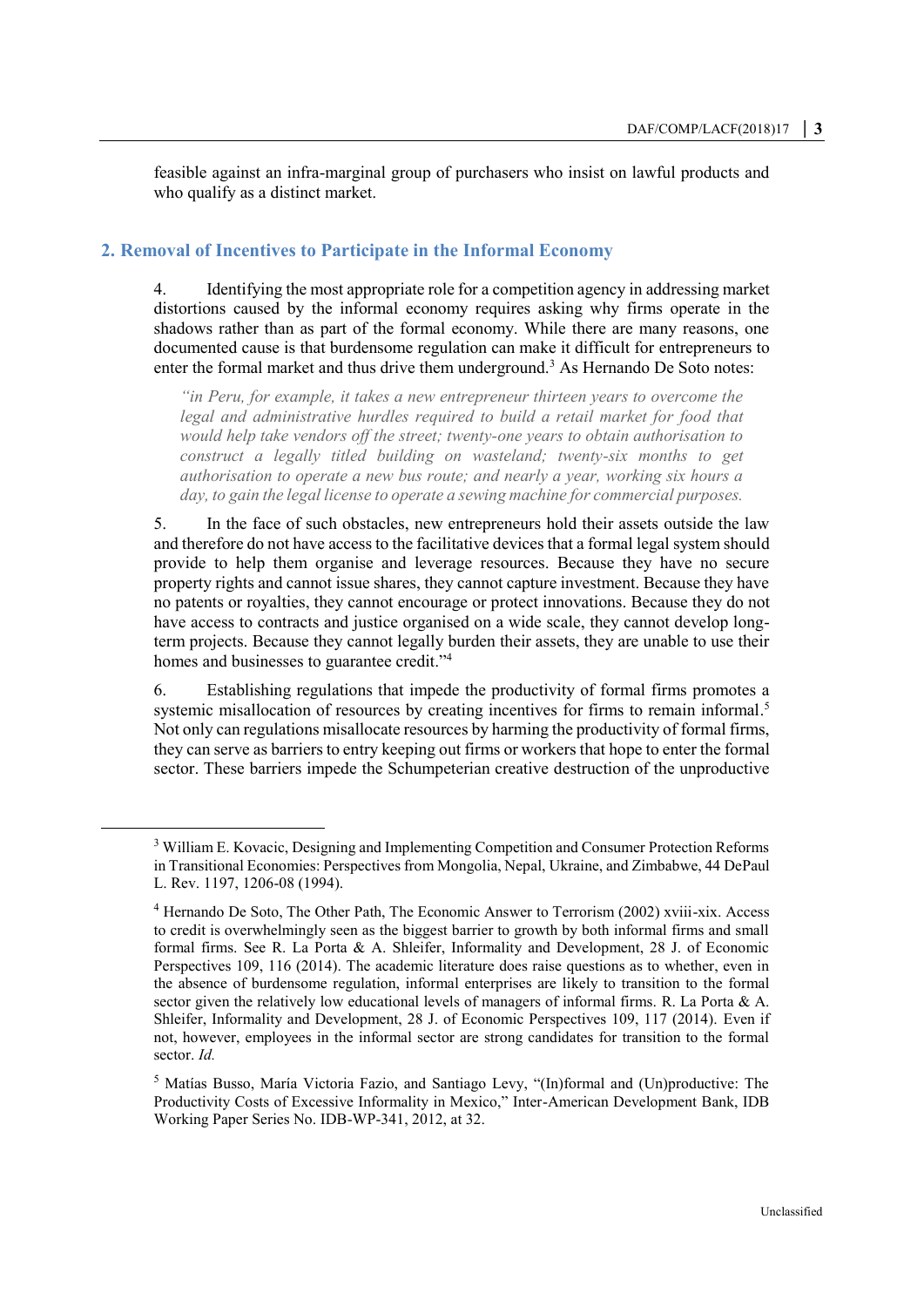feasible against an infra-marginal group of purchasers who insist on lawful products and who qualify as a distinct market.

## 2. Removal of Incentives to Participate in the Informal Economy

4. Identifying the most appropriate role for a competition agency in addressing market distortions caused by the informal economy requires asking why firms operate in the shadows rather than as part of the formal economy. While there are many reasons, one documented cause is that burdensome regulation can make it difficult for entrepreneurs to enter the formal market and thus drive them underground.[3] As Hernando De Soto notes:

> *"in Peru, for example, it takes a new entrepreneur thirteen years to overcome the legal and administrative hurdles required to build a retail market for food that would help take vendors off the street; twenty-one years to obtain authorisation to construct a legally titled building on wasteland; twenty-six months to get authorisation to operate a new bus route; and nearly a year, working six hours a day, to gain the legal license to operate a sewing machine for commercial purposes.*

5. In the face of such obstacles, new entrepreneurs hold their assets outside the law and therefore do not have access to the facilitative devices that a formal legal system should provide to help them organise and leverage resources. Because they have no secure property rights and cannot issue shares, they cannot capture investment. Because they have no patents or royalties, they cannot encourage or protect innovations. Because they do not have access to contracts and justice organised on a wide scale, they cannot develop long-term projects. Because they cannot legally burden their assets, they are unable to use their homes and businesses to guarantee credit."[4]

6. Establishing regulations that impede the productivity of formal firms promotes a systemic misallocation of resources by creating incentives for firms to remain informal.[5] Not only can regulations misallocate resources by harming the productivity of formal firms, they can serve as barriers to entry keeping out firms or workers that hope to enter the formal sector. These barriers impede the Schumpeterian creative destruction of the unproductive

---

[3] William E. Kovacic, Designing and Implementing Competition and Consumer Protection Reforms in Transitional Economies: Perspectives from Mongolia, Nepal, Ukraine, and Zimbabwe, 44 DePaul L. Rev. 1197, 1206-08 (1994).

[4] Hernando De Soto, The Other Path, The Economic Answer to Terrorism (2002) xviii-xix. Access to credit is overwhelmingly seen as the biggest barrier to growth by both informal firms and small formal firms. See R. La Porta & A. Shleifer, Informality and Development, 28 J. of Economic Perspectives 109, 116 (2014). The academic literature does raise questions as to whether, even in the absence of burdensome regulation, informal enterprises are likely to transition to the formal sector given the relatively low educational levels of managers of informal firms. R. La Porta & A. Shleifer, Informality and Development, 28 J. of Economic Perspectives 109, 117 (2014). Even if not, however, employees in the informal sector are strong candidates for transition to the formal sector. *Id.*

[5] Matías Busso, María Victoria Fazio, and Santiago Levy, "(In)formal and (Un)productive: The Productivity Costs of Excessive Informality in Mexico," Inter-American Development Bank, IDB Working Paper Series No. IDB-WP-341, 2012, at 32.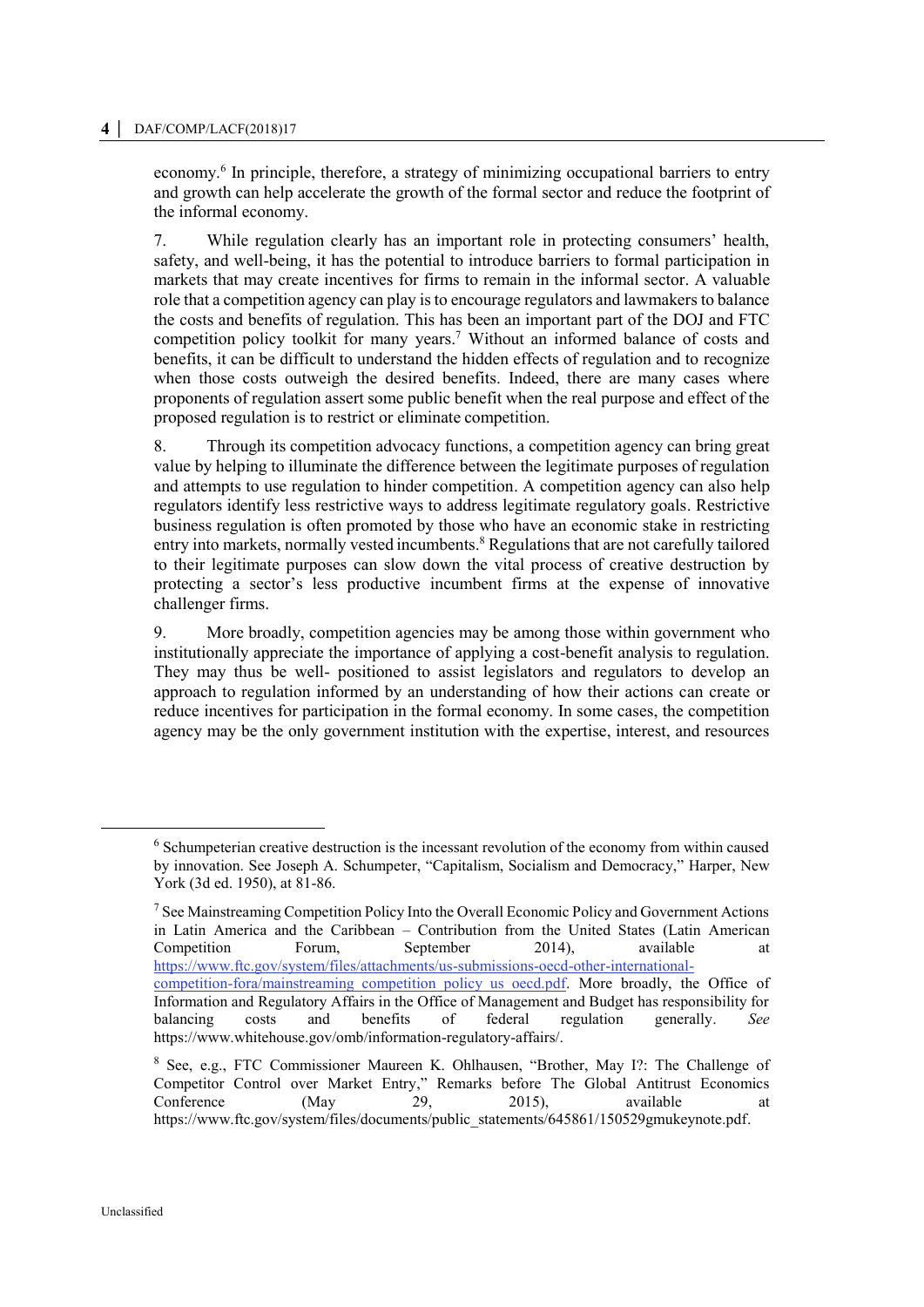economy.[6] In principle, therefore, a strategy of minimizing occupational barriers to entry and growth can help accelerate the growth of the formal sector and reduce the footprint of the informal economy.

7. While regulation clearly has an important role in protecting consumers' health, safety, and well-being, it has the potential to introduce barriers to formal participation in markets that may create incentives for firms to remain in the informal sector. A valuable role that a competition agency can play is to encourage regulators and lawmakers to balance the costs and benefits of regulation. This has been an important part of the DOJ and FTC competition policy toolkit for many years.[7] Without an informed balance of costs and benefits, it can be difficult to understand the hidden effects of regulation and to recognize when those costs outweigh the desired benefits. Indeed, there are many cases where proponents of regulation assert some public benefit when the real purpose and effect of the proposed regulation is to restrict or eliminate competition.

8. Through its competition advocacy functions, a competition agency can bring great value by helping to illuminate the difference between the legitimate purposes of regulation and attempts to use regulation to hinder competition. A competition agency can also help regulators identify less restrictive ways to address legitimate regulatory goals. Restrictive business regulation is often promoted by those who have an economic stake in restricting entry into markets, normally vested incumbents.[8] Regulations that are not carefully tailored to their legitimate purposes can slow down the vital process of creative destruction by protecting a sector's less productive incumbent firms at the expense of innovative challenger firms.

9. More broadly, competition agencies may be among those within government who institutionally appreciate the importance of applying a cost-benefit analysis to regulation. They may thus be well- positioned to assist legislators and regulators to develop an approach to regulation informed by an understanding of how their actions can create or reduce incentives for participation in the formal economy. In some cases, the competition agency may be the only government institution with the expertise, interest, and resources

---

[6] Schumpeterian creative destruction is the incessant revolution of the economy from within caused by innovation. See Joseph A. Schumpeter, "Capitalism, Socialism and Democracy," Harper, New York (3d ed. 1950), at 81-86.

[7] See Mainstreaming Competition Policy Into the Overall Economic Policy and Government Actions in Latin America and the Caribbean – Contribution from the United States (Latin American Competition Forum, September 2014), available at https://www.ftc.gov/system/files/attachments/us-submissions-oecd-other-international-competition-fora/mainstreaming_competition_policy_us_oecd.pdf. More broadly, the Office of Information and Regulatory Affairs in the Office of Management and Budget has responsibility for balancing costs and benefits of federal regulation generally. *See* https://www.whitehouse.gov/omb/information-regulatory-affairs/.

[8] See, e.g., FTC Commissioner Maureen K. Ohlhausen, "Brother, May I?: The Challenge of Competitor Control over Market Entry," Remarks before The Global Antitrust Economics Conference (May 29, 2015), available at https://www.ftc.gov/system/files/documents/public_statements/645861/150529gmukeynote.pdf.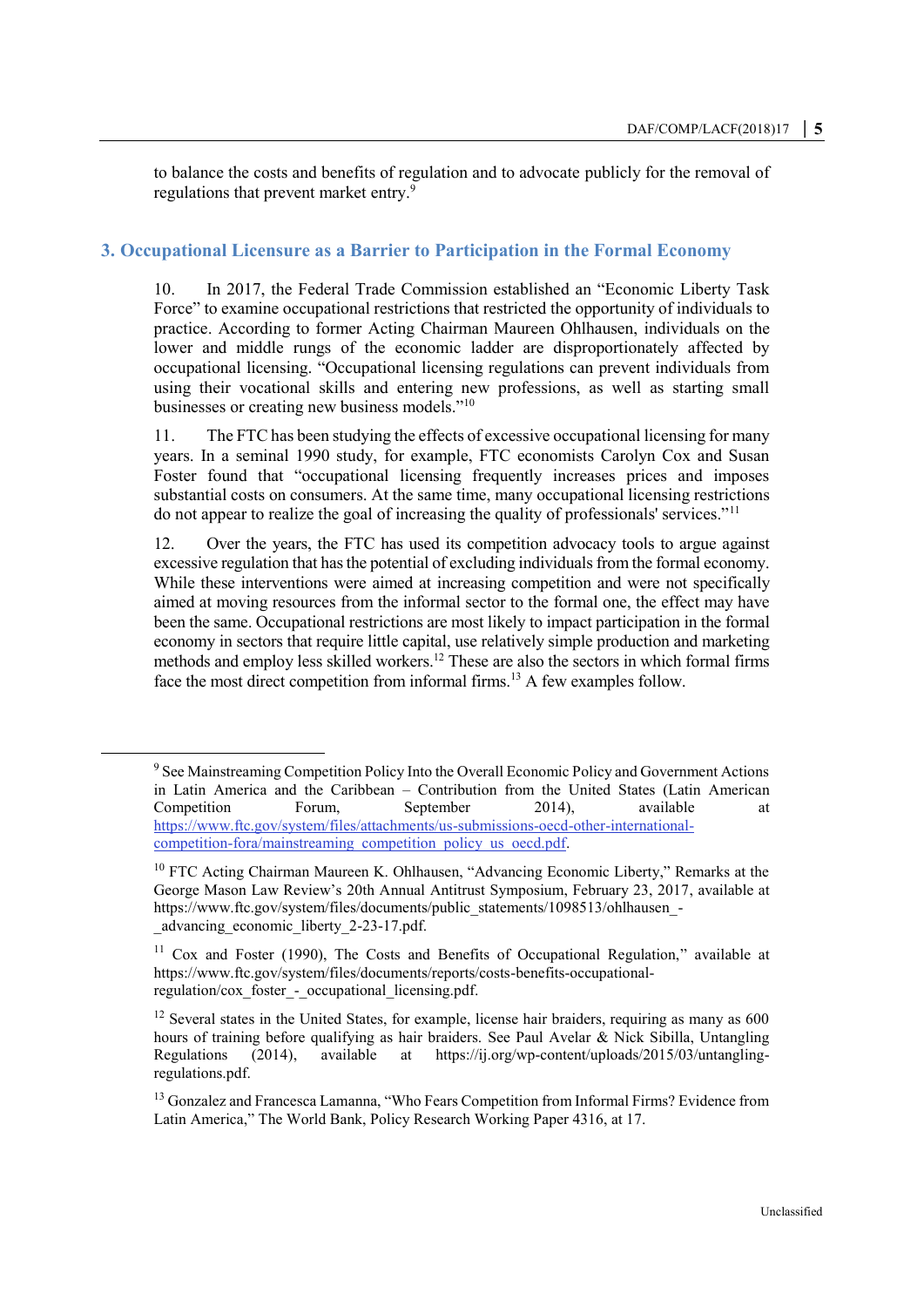to balance the costs and benefits of regulation and to advocate publicly for the removal of regulations that prevent market entry.[9]

## 3. Occupational Licensure as a Barrier to Participation in the Formal Economy

10. In 2017, the Federal Trade Commission established an "Economic Liberty Task Force" to examine occupational restrictions that restricted the opportunity of individuals to practice. According to former Acting Chairman Maureen Ohlhausen, individuals on the lower and middle rungs of the economic ladder are disproportionately affected by occupational licensing. "Occupational licensing regulations can prevent individuals from using their vocational skills and entering new professions, as well as starting small businesses or creating new business models."[10]

11. The FTC has been studying the effects of excessive occupational licensing for many years. In a seminal 1990 study, for example, FTC economists Carolyn Cox and Susan Foster found that "occupational licensing frequently increases prices and imposes substantial costs on consumers. At the same time, many occupational licensing restrictions do not appear to realize the goal of increasing the quality of professionals' services."[11]

12. Over the years, the FTC has used its competition advocacy tools to argue against excessive regulation that has the potential of excluding individuals from the formal economy. While these interventions were aimed at increasing competition and were not specifically aimed at moving resources from the informal sector to the formal one, the effect may have been the same. Occupational restrictions are most likely to impact participation in the formal economy in sectors that require little capital, use relatively simple production and marketing methods and employ less skilled workers.[12] These are also the sectors in which formal firms face the most direct competition from informal firms.[13] A few examples follow.

---

[9] See Mainstreaming Competition Policy Into the Overall Economic Policy and Government Actions in Latin America and the Caribbean – Contribution from the United States (Latin American Competition Forum, September 2014), available at https://www.ftc.gov/system/files/attachments/us-submissions-oecd-other-international-competition-fora/mainstreaming_competition_policy_us_oecd.pdf.

[10] FTC Acting Chairman Maureen K. Ohlhausen, "Advancing Economic Liberty," Remarks at the George Mason Law Review's 20th Annual Antitrust Symposium, February 23, 2017, available at https://www.ftc.gov/system/files/documents/public_statements/1098513/ohlhausen_-_advancing_economic_liberty_2-23-17.pdf.

[11] Cox and Foster (1990), The Costs and Benefits of Occupational Regulation," available at https://www.ftc.gov/system/files/documents/reports/costs-benefits-occupational-regulation/cox_foster_-_occupational_licensing.pdf.

[12] Several states in the United States, for example, license hair braiders, requiring as many as 600 hours of training before qualifying as hair braiders. See Paul Avelar & Nick Sibilla, Untangling Regulations (2014), available at https://ij.org/wp-content/uploads/2015/03/untangling-regulations.pdf.

[13] Gonzalez and Francesca Lamanna, "Who Fears Competition from Informal Firms? Evidence from Latin America," The World Bank, Policy Research Working Paper 4316, at 17.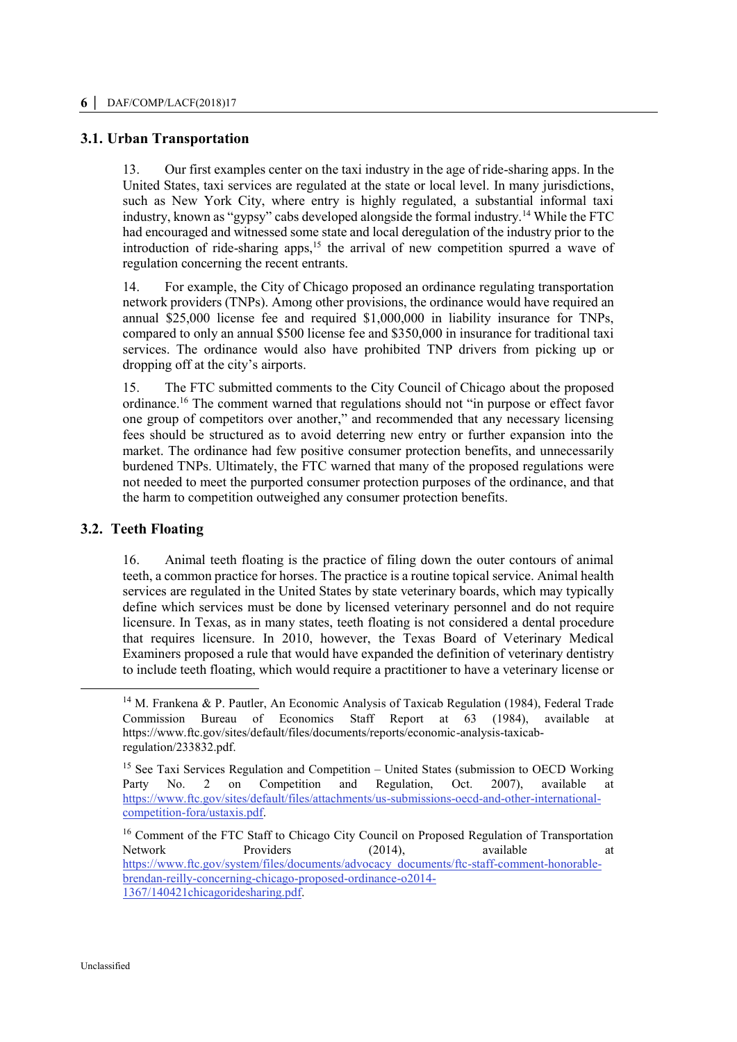### 3.1. Urban Transportation

13. Our first examples center on the taxi industry in the age of ride-sharing apps. In the United States, taxi services are regulated at the state or local level. In many jurisdictions, such as New York City, where entry is highly regulated, a substantial informal taxi industry, known as "gypsy" cabs developed alongside the formal industry.[14] While the FTC had encouraged and witnessed some state and local deregulation of the industry prior to the introduction of ride-sharing apps,[15] the arrival of new competition spurred a wave of regulation concerning the recent entrants.

14. For example, the City of Chicago proposed an ordinance regulating transportation network providers (TNPs). Among other provisions, the ordinance would have required an annual $25,000 license fee and required $1,000,000 in liability insurance for TNPs, compared to only an annual $500 license fee and $350,000 in insurance for traditional taxi services. The ordinance would also have prohibited TNP drivers from picking up or dropping off at the city's airports.

15. The FTC submitted comments to the City Council of Chicago about the proposed ordinance.[16] The comment warned that regulations should not "in purpose or effect favor one group of competitors over another," and recommended that any necessary licensing fees should be structured as to avoid deterring new entry or further expansion into the market. The ordinance had few positive consumer protection benefits, and unnecessarily burdened TNPs. Ultimately, the FTC warned that many of the proposed regulations were not needed to meet the purported consumer protection purposes of the ordinance, and that the harm to competition outweighed any consumer protection benefits.

### 3.2. Teeth Floating

16. Animal teeth floating is the practice of filing down the outer contours of animal teeth, a common practice for horses. The practice is a routine topical service. Animal health services are regulated in the United States by state veterinary boards, which may typically define which services must be done by licensed veterinary personnel and do not require licensure. In Texas, as in many states, teeth floating is not considered a dental procedure that requires licensure. In 2010, however, the Texas Board of Veterinary Medical Examiners proposed a rule that would have expanded the definition of veterinary dentistry to include teeth floating, which would require a practitioner to have a veterinary license or

---

[14] M. Frankena & P. Pautler, An Economic Analysis of Taxicab Regulation (1984), Federal Trade Commission Bureau of Economics Staff Report at 63 (1984), available at https://www.ftc.gov/sites/default/files/documents/reports/economic-analysis-taxicab-regulation/233832.pdf.

[15] See Taxi Services Regulation and Competition – United States (submission to OECD Working Party No. 2 on Competition and Regulation, Oct. 2007), available at https://www.ftc.gov/sites/default/files/attachments/us-submissions-oecd-and-other-international-competition-fora/ustaxis.pdf.

[16] Comment of the FTC Staff to Chicago City Council on Proposed Regulation of Transportation Network Providers (2014), available at https://www.ftc.gov/system/files/documents/advocacy_documents/ftc-staff-comment-honorable-brendan-reilly-concerning-chicago-proposed-ordinance-o2014-1367/140421chicagoridesharing.pdf.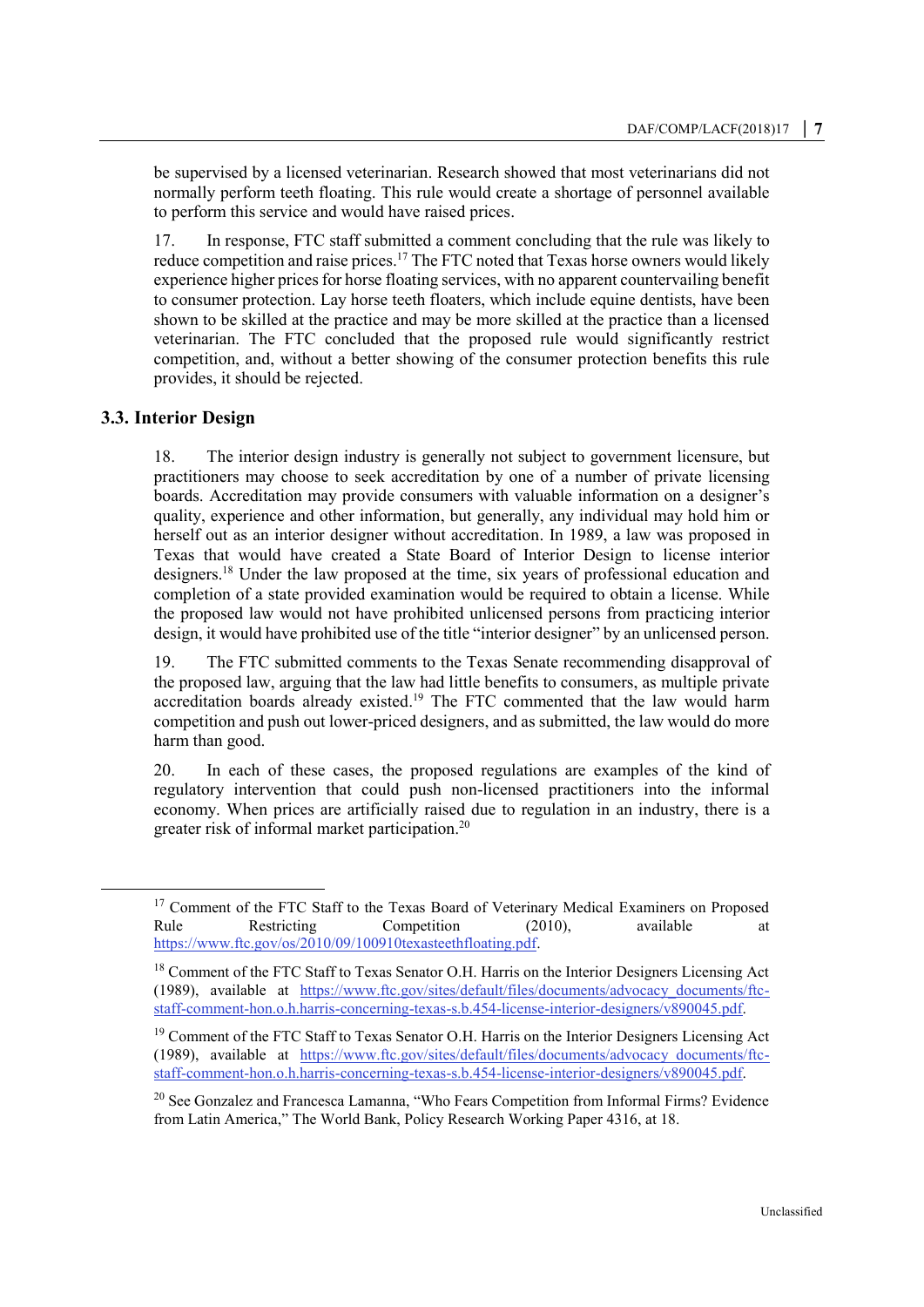be supervised by a licensed veterinarian. Research showed that most veterinarians did not normally perform teeth floating. This rule would create a shortage of personnel available to perform this service and would have raised prices.

17. In response, FTC staff submitted a comment concluding that the rule was likely to reduce competition and raise prices.[17] The FTC noted that Texas horse owners would likely experience higher prices for horse floating services, with no apparent countervailing benefit to consumer protection. Lay horse teeth floaters, which include equine dentists, have been shown to be skilled at the practice and may be more skilled at the practice than a licensed veterinarian. The FTC concluded that the proposed rule would significantly restrict competition, and, without a better showing of the consumer protection benefits this rule provides, it should be rejected.

### 3.3. Interior Design

18. The interior design industry is generally not subject to government licensure, but practitioners may choose to seek accreditation by one of a number of private licensing boards. Accreditation may provide consumers with valuable information on a designer's quality, experience and other information, but generally, any individual may hold him or herself out as an interior designer without accreditation. In 1989, a law was proposed in Texas that would have created a State Board of Interior Design to license interior designers.[18] Under the law proposed at the time, six years of professional education and completion of a state provided examination would be required to obtain a license. While the proposed law would not have prohibited unlicensed persons from practicing interior design, it would have prohibited use of the title "interior designer" by an unlicensed person.

19. The FTC submitted comments to the Texas Senate recommending disapproval of the proposed law, arguing that the law had little benefits to consumers, as multiple private accreditation boards already existed.[19] The FTC commented that the law would harm competition and push out lower-priced designers, and as submitted, the law would do more harm than good.

20. In each of these cases, the proposed regulations are examples of the kind of regulatory intervention that could push non-licensed practitioners into the informal economy. When prices are artificially raised due to regulation in an industry, there is a greater risk of informal market participation.[20]

---

[17] Comment of the FTC Staff to the Texas Board of Veterinary Medical Examiners on Proposed Rule Restricting Competition (2010), available at https://www.ftc.gov/os/2010/09/100910texasteethfloating.pdf.

[18] Comment of the FTC Staff to Texas Senator O.H. Harris on the Interior Designers Licensing Act (1989), available at https://www.ftc.gov/sites/default/files/documents/advocacy_documents/ftc-staff-comment-hon.o.h.harris-concerning-texas-s.b.454-license-interior-designers/v890045.pdf.

[19] Comment of the FTC Staff to Texas Senator O.H. Harris on the Interior Designers Licensing Act (1989), available at https://www.ftc.gov/sites/default/files/documents/advocacy_documents/ftc-staff-comment-hon.o.h.harris-concerning-texas-s.b.454-license-interior-designers/v890045.pdf.

[20] See Gonzalez and Francesca Lamanna, "Who Fears Competition from Informal Firms? Evidence from Latin America," The World Bank, Policy Research Working Paper 4316, at 18.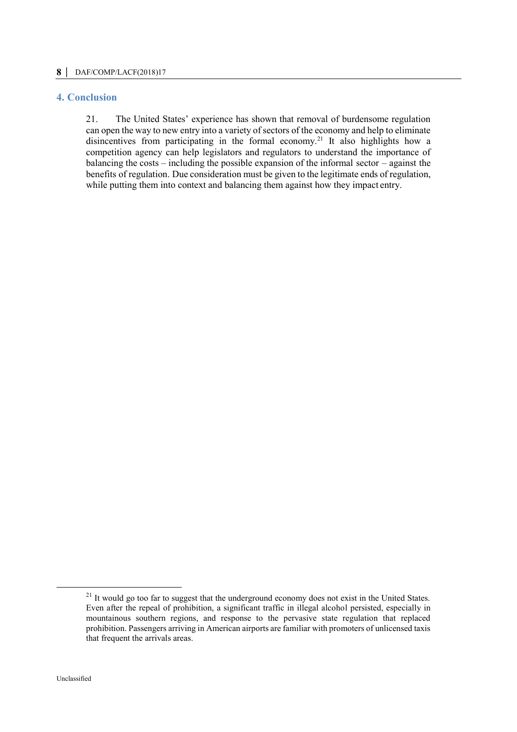## 4. Conclusion

21. The United States' experience has shown that removal of burdensome regulation can open the way to new entry into a variety of sectors of the economy and help to eliminate disincentives from participating in the formal economy.[21] It also highlights how a competition agency can help legislators and regulators to understand the importance of balancing the costs – including the possible expansion of the informal sector – against the benefits of regulation. Due consideration must be given to the legitimate ends of regulation, while putting them into context and balancing them against how they impact entry.

[21] It would go too far to suggest that the underground economy does not exist in the United States. Even after the repeal of prohibition, a significant traffic in illegal alcohol persisted, especially in mountainous southern regions, and response to the pervasive state regulation that replaced prohibition. Passengers arriving in American airports are familiar with promoters of unlicensed taxis that frequent the arrivals areas.